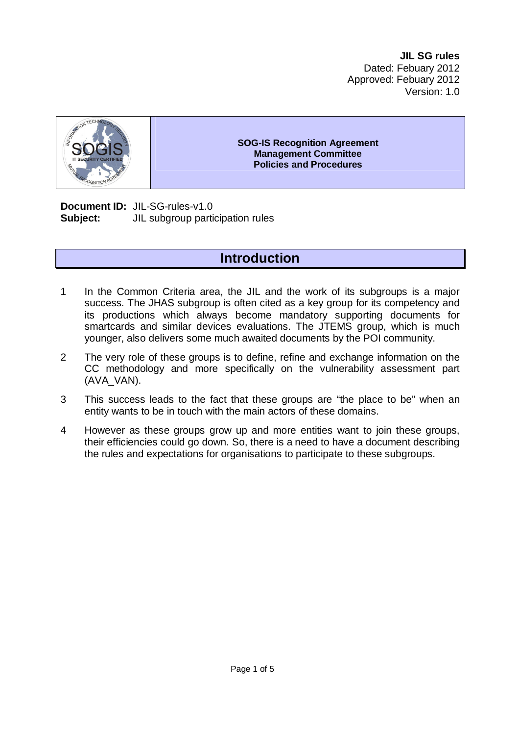**JIL SG rules**
Dated: Febuary 2012
Approved: Febuary 2012
Version: 1.0

**SOG-IS Recognition Agreement**
**Management Committee**
**Policies and Procedures**

**Document ID:** JIL-SG-rules-v1.0
**Subject:** JIL subgroup participation rules

# Introduction

1. In the Common Criteria area, the JIL and the work of its subgroups is a major success. The JHAS subgroup is often cited as a key group for its competency and its productions which always become mandatory supporting documents for smartcards and similar devices evaluations. The JTEMS group, which is much younger, also delivers some much awaited documents by the POI community.

2. The very role of these groups is to define, refine and exchange information on the CC methodology and more specifically on the vulnerability assessment part (AVA_VAN).

3. This success leads to the fact that these groups are “the place to be” when an entity wants to be in touch with the main actors of these domains.

4. However as these groups grow up and more entities want to join these groups, their efficiencies could go down. So, there is a need to have a document describing the rules and expectations for organisations to participate to these subgroups.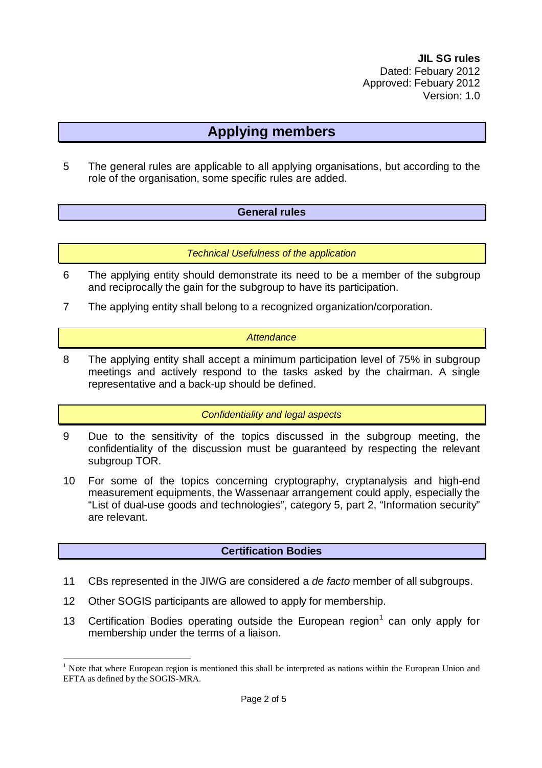**JIL SG rules**
Dated: Febuary 2012
Approved: Febuary 2012
Version: 1.0

# Applying members

5 The general rules are applicable to all applying organisations, but according to the role of the organisation, some specific rules are added.

## General rules

### *Technical Usefulness of the application*

6 The applying entity should demonstrate its need to be a member of the subgroup and reciprocally the gain for the subgroup to have its participation.

7 The applying entity shall belong to a recognized organization/corporation.

### *Attendance*

8 The applying entity shall accept a minimum participation level of 75% in subgroup meetings and actively respond to the tasks asked by the chairman. A single representative and a back-up should be defined.

### *Confidentiality and legal aspects*

9 Due to the sensitivity of the topics discussed in the subgroup meeting, the confidentiality of the discussion must be guaranteed by respecting the relevant subgroup TOR.

10 For some of the topics concerning cryptography, cryptanalysis and high-end measurement equipments, the Wassenaar arrangement could apply, especially the "List of dual-use goods and technologies", category 5, part 2, "Information security" are relevant.

## Certification Bodies

11 CBs represented in the JIWG are considered a *de facto* member of all subgroups.

12 Other SOGIS participants are allowed to apply for membership.

13 Certification Bodies operating outside the European region[1] can only apply for membership under the terms of a liaison.

[1] Note that where European region is mentioned this shall be interpreted as nations within the European Union and EFTA as defined by the SOGIS-MRA.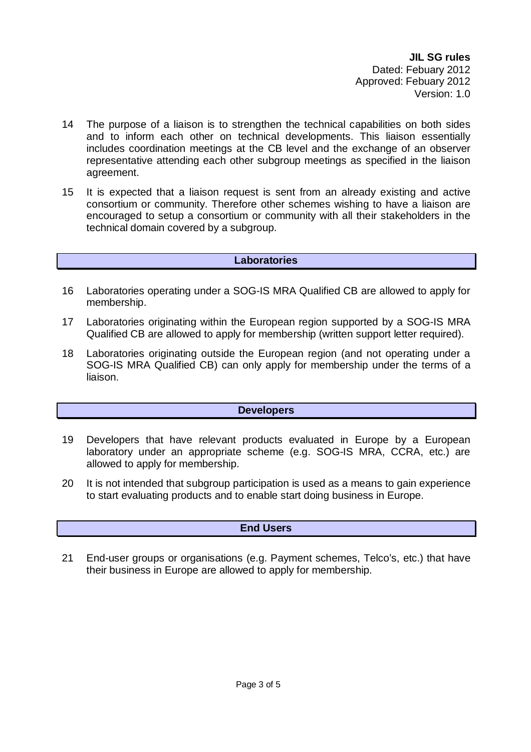14 The purpose of a liaison is to strengthen the technical capabilities on both sides and to inform each other on technical developments. This liaison essentially includes coordination meetings at the CB level and the exchange of an observer representative attending each other subgroup meetings as specified in the liaison agreement.

15 It is expected that a liaison request is sent from an already existing and active consortium or community. Therefore other schemes wishing to have a liaison are encouraged to setup a consortium or community with all their stakeholders in the technical domain covered by a subgroup.

## Laboratories

16 Laboratories operating under a SOG-IS MRA Qualified CB are allowed to apply for membership.

17 Laboratories originating within the European region supported by a SOG-IS MRA Qualified CB are allowed to apply for membership (written support letter required).

18 Laboratories originating outside the European region (and not operating under a SOG-IS MRA Qualified CB) can only apply for membership under the terms of a liaison.

## Developers

19 Developers that have relevant products evaluated in Europe by a European laboratory under an appropriate scheme (e.g. SOG-IS MRA, CCRA, etc.) are allowed to apply for membership.

20 It is not intended that subgroup participation is used as a means to gain experience to start evaluating products and to enable start doing business in Europe.

## End Users

21 End-user groups or organisations (e.g. Payment schemes, Telco's, etc.) that have their business in Europe are allowed to apply for membership.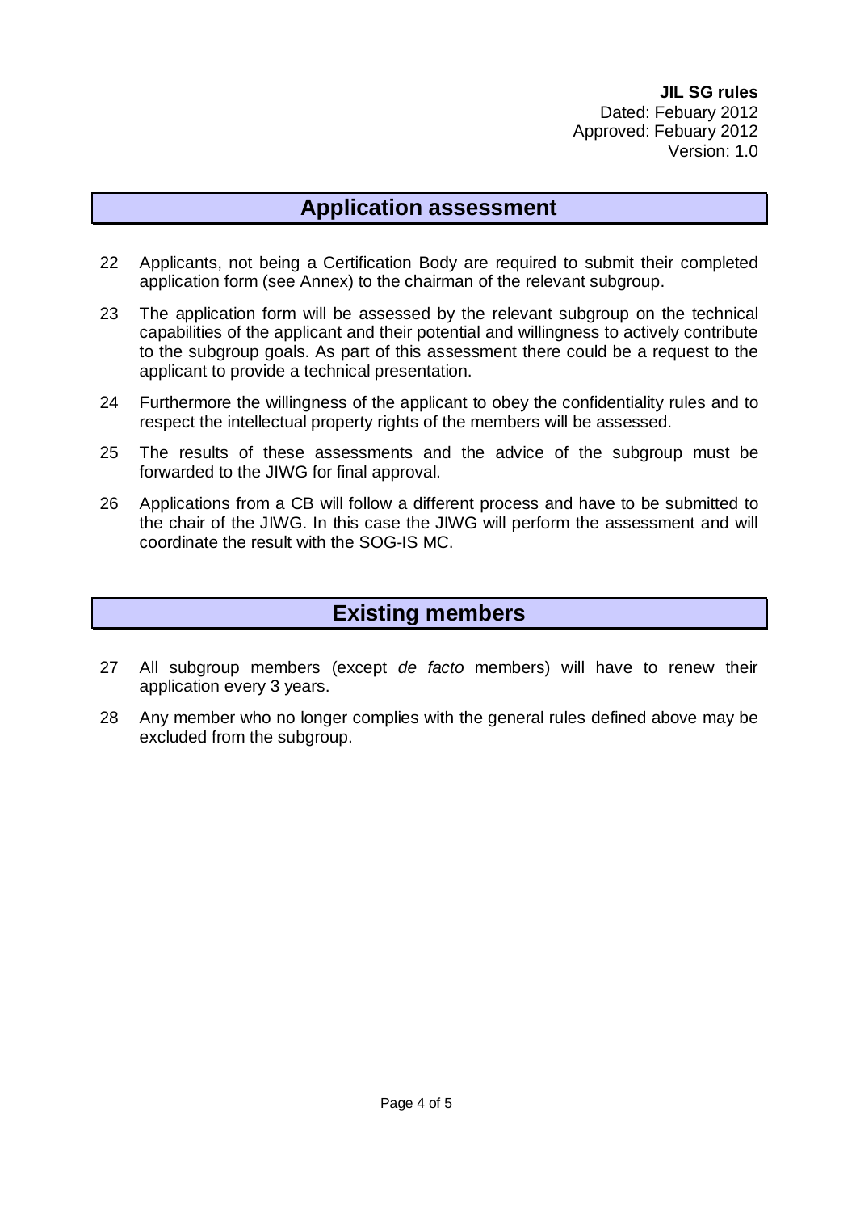## Application assessment

22 Applicants, not being a Certification Body are required to submit their completed application form (see Annex) to the chairman of the relevant subgroup.

23 The application form will be assessed by the relevant subgroup on the technical capabilities of the applicant and their potential and willingness to actively contribute to the subgroup goals. As part of this assessment there could be a request to the applicant to provide a technical presentation.

24 Furthermore the willingness of the applicant to obey the confidentiality rules and to respect the intellectual property rights of the members will be assessed.

25 The results of these assessments and the advice of the subgroup must be forwarded to the JIWG for final approval.

26 Applications from a CB will follow a different process and have to be submitted to the chair of the JIWG. In this case the JIWG will perform the assessment and will coordinate the result with the SOG-IS MC.

## Existing members

27 All subgroup members (except *de facto* members) will have to renew their application every 3 years.

28 Any member who no longer complies with the general rules defined above may be excluded from the subgroup.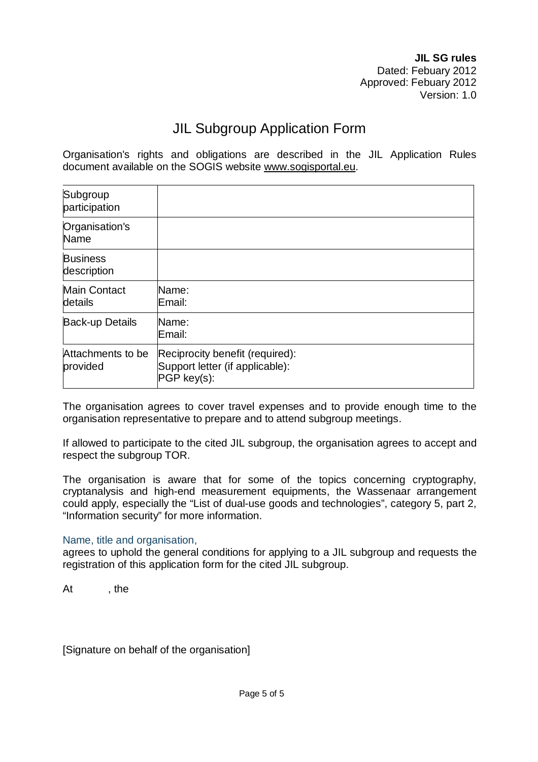**JIL SG rules**
Dated: Febuary 2012
Approved: Febuary 2012
Version: 1.0

# JIL Subgroup Application Form

Organisation's rights and obligations are described in the JIL Application Rules document available on the SOGIS website www.sogisportal.eu.

| | |
|---|---|
| Subgroup participation | |
| Organisation's Name | |
| Business description | |
| Main Contact details | Name:<br>Email: |
| Back-up Details | Name:<br>Email: |
| Attachments to be provided | Reciprocity benefit (required):<br>Support letter (if applicable):<br>PGP key(s): |

The organisation agrees to cover travel expenses and to provide enough time to the organisation representative to prepare and to attend subgroup meetings.

If allowed to participate to the cited JIL subgroup, the organisation agrees to accept and respect the subgroup TOR.

The organisation is aware that for some of the topics concerning cryptography, cryptanalysis and high-end measurement equipments, the Wassenaar arrangement could apply, especially the "List of dual-use goods and technologies", category 5, part 2, "Information security" for more information.

Name, title and organisation,
agrees to uphold the general conditions for applying to a JIL subgroup and requests the registration of this application form for the cited JIL subgroup.

At , the

[Signature on behalf of the organisation]